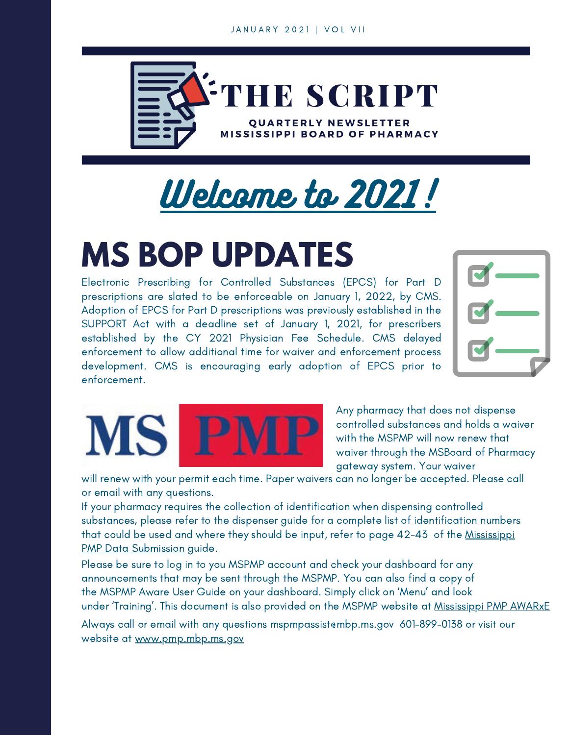JANUARY 2021 | VOL VII

# THE SCRIPT

**QUARTERLY NEWSLETTER**
**MISSISSIPPI BOARD OF PHARMACY**

## Welcome to 2021 !

# MS BOP UPDATES

Electronic Prescribing for Controlled Substances (EPCS) for Part D prescriptions are slated to be enforceable on January 1, 2022, by CMS. Adoption of EPCS for Part D prescriptions was previously established in the SUPPORT Act with a deadline set of January 1, 2021, for prescribers established by the CY 2021 Physician Fee Schedule. CMS delayed enforcement to allow additional time for waiver and enforcement process development. CMS is encouraging early adoption of EPCS prior to enforcement.

MS PMP

Any pharmacy that does not dispense controlled substances and holds a waiver with the MSPMP will now renew that waiver through the MSBoard of Pharmacy gateway system. Your waiver will renew with your permit each time. Paper waivers can no longer be accepted. Please call or email with any questions.

If your pharmacy requires the collection of identification when dispensing controlled substances, please refer to the dispenser guide for a complete list of identification numbers that could be used and where they should be input, refer to page 42-43 of the Mississippi PMP Data Submission guide.

Please be sure to log in to you MSPMP account and check your dashboard for any announcements that may be sent through the MSPMP. You can also find a copy of the MSPMP Aware User Guide on your dashboard. Simply click on 'Menu' and look under 'Training'. This document is also provided on the MSPMP website at Mississippi PMP AWARxE

Always call or email with any questions mspmpassist@mbp.ms.gov 601-899-0138 or visit our website at www.pmp.mbp.ms.gov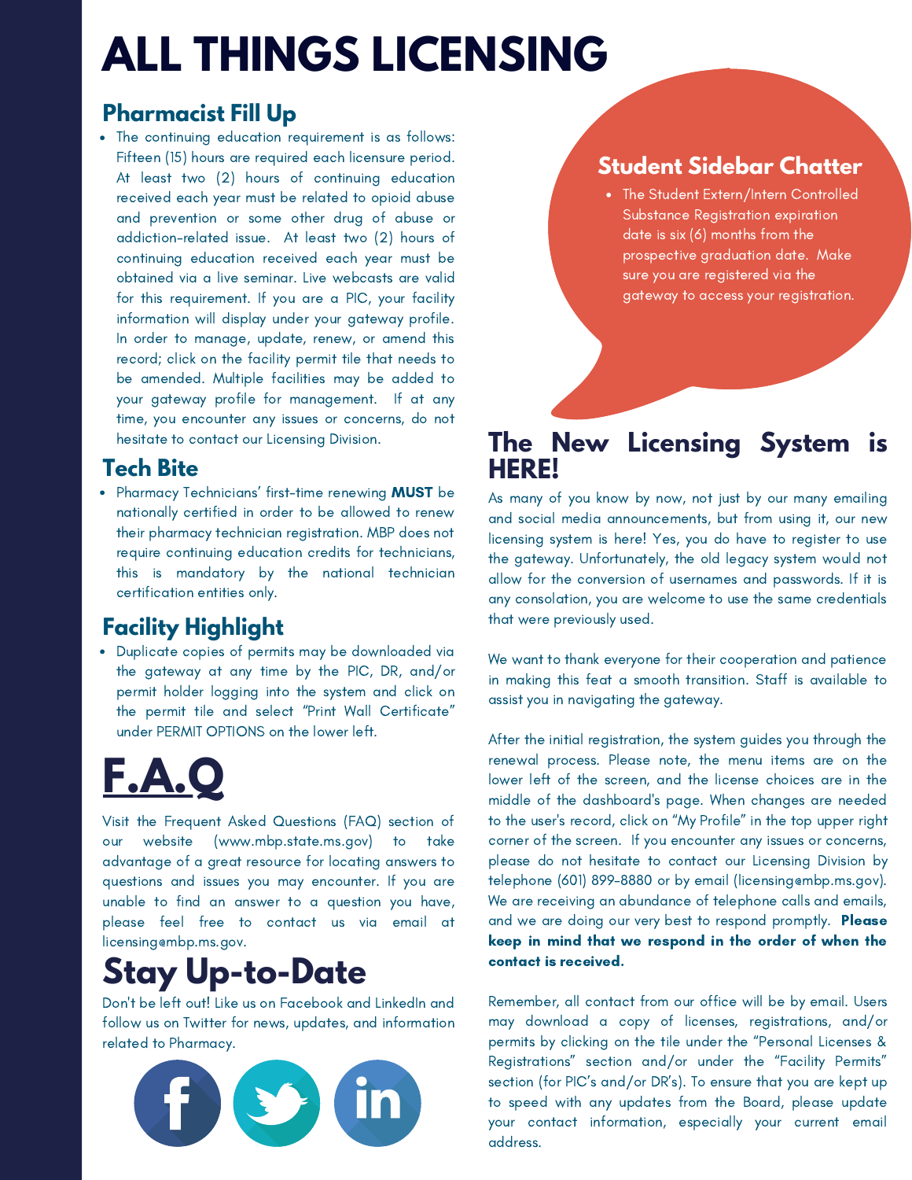# ALL THINGS LICENSING

## Pharmacist Fill Up

- The continuing education requirement is as follows: Fifteen (15) hours are required each licensure period. At least two (2) hours of continuing education received each year must be related to opioid abuse and prevention or some other drug of abuse or addiction-related issue. At least two (2) hours of continuing education received each year must be obtained via a live seminar. Live webcasts are valid for this requirement. If you are a PIC, your facility information will display under your gateway profile. In order to manage, update, renew, or amend this record; click on the facility permit tile that needs to be amended. Multiple facilities may be added to your gateway profile for management. If at any time, you encounter any issues or concerns, do not hesitate to contact our Licensing Division.

## Tech Bite

- Pharmacy Technicians' first-time renewing **MUST** be nationally certified in order to be allowed to renew their pharmacy technician registration. MBP does not require continuing education credits for technicians, this is mandatory by the national technician certification entities only.

## Facility Highlight

- Duplicate copies of permits may be downloaded via the gateway at any time by the PIC, DR, and/or permit holder logging into the system and click on the permit tile and select "Print Wall Certificate" under PERMIT OPTIONS on the lower left.

# F.A.Q

Visit the Frequent Asked Questions (FAQ) section of our website (www.mbp.state.ms.gov) to take advantage of a great resource for locating answers to questions and issues you may encounter. If you are unable to find an answer to a question you have, please feel free to contact us via email at licensing@mbp.ms.gov.

# Stay Up-to-Date

Don't be left out! Like us on Facebook and LinkedIn and follow us on Twitter for news, updates, and information related to Pharmacy.

## Student Sidebar Chatter

- The Student Extern/Intern Controlled Substance Registration expiration date is six (6) months from the prospective graduation date. Make sure you are registered via the gateway to access your registration.

## The New Licensing System is HERE!

As many of you know by now, not just by our many emailing and social media announcements, but from using it, our new licensing system is here! Yes, you do have to register to use the gateway. Unfortunately, the old legacy system would not allow for the conversion of usernames and passwords. If it is any consolation, you are welcome to use the same credentials that were previously used.

We want to thank everyone for their cooperation and patience in making this feat a smooth transition. Staff is available to assist you in navigating the gateway.

After the initial registration, the system guides you through the renewal process. Please note, the menu items are on the lower left of the screen, and the license choices are in the middle of the dashboard's page. When changes are needed to the user's record, click on "My Profile" in the top upper right corner of the screen. If you encounter any issues or concerns, please do not hesitate to contact our Licensing Division by telephone (601) 899-8880 or by email (licensing@mbp.ms.gov). We are receiving an abundance of telephone calls and emails, and we are doing our very best to respond promptly. **Please keep in mind that we respond in the order of when the contact is received.**

Remember, all contact from our office will be by email. Users may download a copy of licenses, registrations, and/or permits by clicking on the tile under the "Personal Licenses & Registrations" section and/or under the "Facility Permits" section (for PIC's and/or DR's). To ensure that you are kept up to speed with any updates from the Board, please update your contact information, especially your current email address.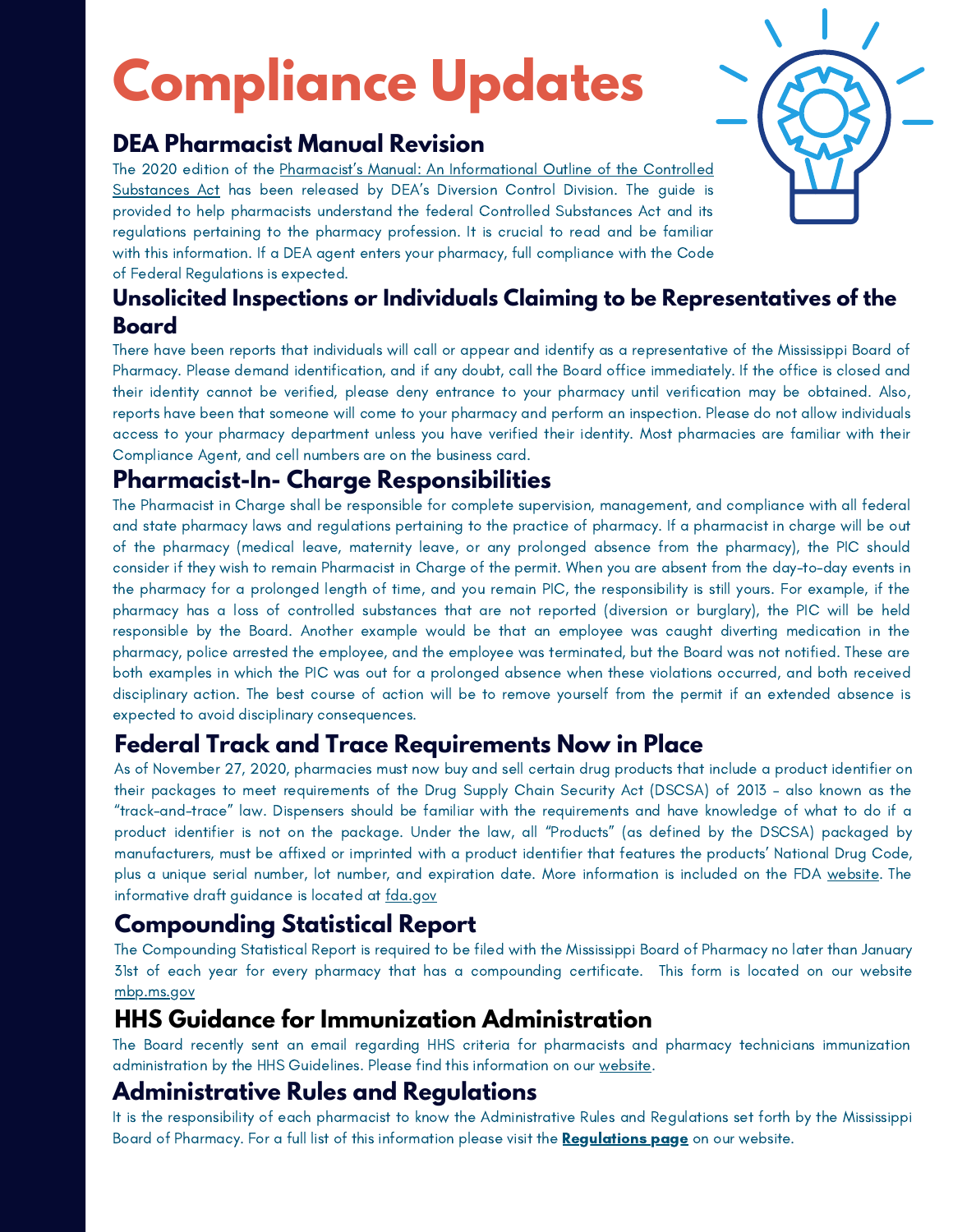# Compliance Updates

## DEA Pharmacist Manual Revision

The 2020 edition of the Pharmacist's Manual: An Informational Outline of the Controlled Substances Act has been released by DEA's Diversion Control Division. The guide is provided to help pharmacists understand the federal Controlled Substances Act and its regulations pertaining to the pharmacy profession. It is crucial to read and be familiar with this information. If a DEA agent enters your pharmacy, full compliance with the Code of Federal Regulations is expected.

## Unsolicited Inspections or Individuals Claiming to be Representatives of the Board

There have been reports that individuals will call or appear and identify as a representative of the Mississippi Board of Pharmacy. Please demand identification, and if any doubt, call the Board office immediately. If the office is closed and their identity cannot be verified, please deny entrance to your pharmacy until verification may be obtained. Also, reports have been that someone will come to your pharmacy and perform an inspection. Please do not allow individuals access to your pharmacy department unless you have verified their identity. Most pharmacies are familiar with their Compliance Agent, and cell numbers are on the business card.

## Pharmacist-In- Charge Responsibilities

The Pharmacist in Charge shall be responsible for complete supervision, management, and compliance with all federal and state pharmacy laws and regulations pertaining to the practice of pharmacy. If a pharmacist in charge will be out of the pharmacy (medical leave, maternity leave, or any prolonged absence from the pharmacy), the PIC should consider if they wish to remain Pharmacist in Charge of the permit. When you are absent from the day-to-day events in the pharmacy for a prolonged length of time, and you remain PIC, the responsibility is still yours. For example, if the pharmacy has a loss of controlled substances that are not reported (diversion or burglary), the PIC will be held responsible by the Board. Another example would be that an employee was caught diverting medication in the pharmacy, police arrested the employee, and the employee was terminated, but the Board was not notified. These are both examples in which the PIC was out for a prolonged absence when these violations occurred, and both received disciplinary action. The best course of action will be to remove yourself from the permit if an extended absence is expected to avoid disciplinary consequences.

## Federal Track and Trace Requirements Now in Place

As of November 27, 2020, pharmacies must now buy and sell certain drug products that include a product identifier on their packages to meet requirements of the Drug Supply Chain Security Act (DSCSA) of 2013 – also known as the "track-and-trace" law. Dispensers should be familiar with the requirements and have knowledge of what to do if a product identifier is not on the package. Under the law, all "Products" (as defined by the DSCSA) packaged by manufacturers, must be affixed or imprinted with a product identifier that features the products' National Drug Code, plus a unique serial number, lot number, and expiration date. More information is included on the FDA website. The informative draft guidance is located at fda.gov

## Compounding Statistical Report

The Compounding Statistical Report is required to be filed with the Mississippi Board of Pharmacy no later than January 31st of each year for every pharmacy that has a compounding certificate. This form is located on our website mbp.ms.gov

## HHS Guidance for Immunization Administration

The Board recently sent an email regarding HHS criteria for pharmacists and pharmacy technicians immunization administration by the HHS Guidelines. Please find this information on our website.

## Administrative Rules and Regulations

It is the responsibility of each pharmacist to know the Administrative Rules and Regulations set forth by the Mississippi Board of Pharmacy. For a full list of this information please visit the **Regulations page** on our website.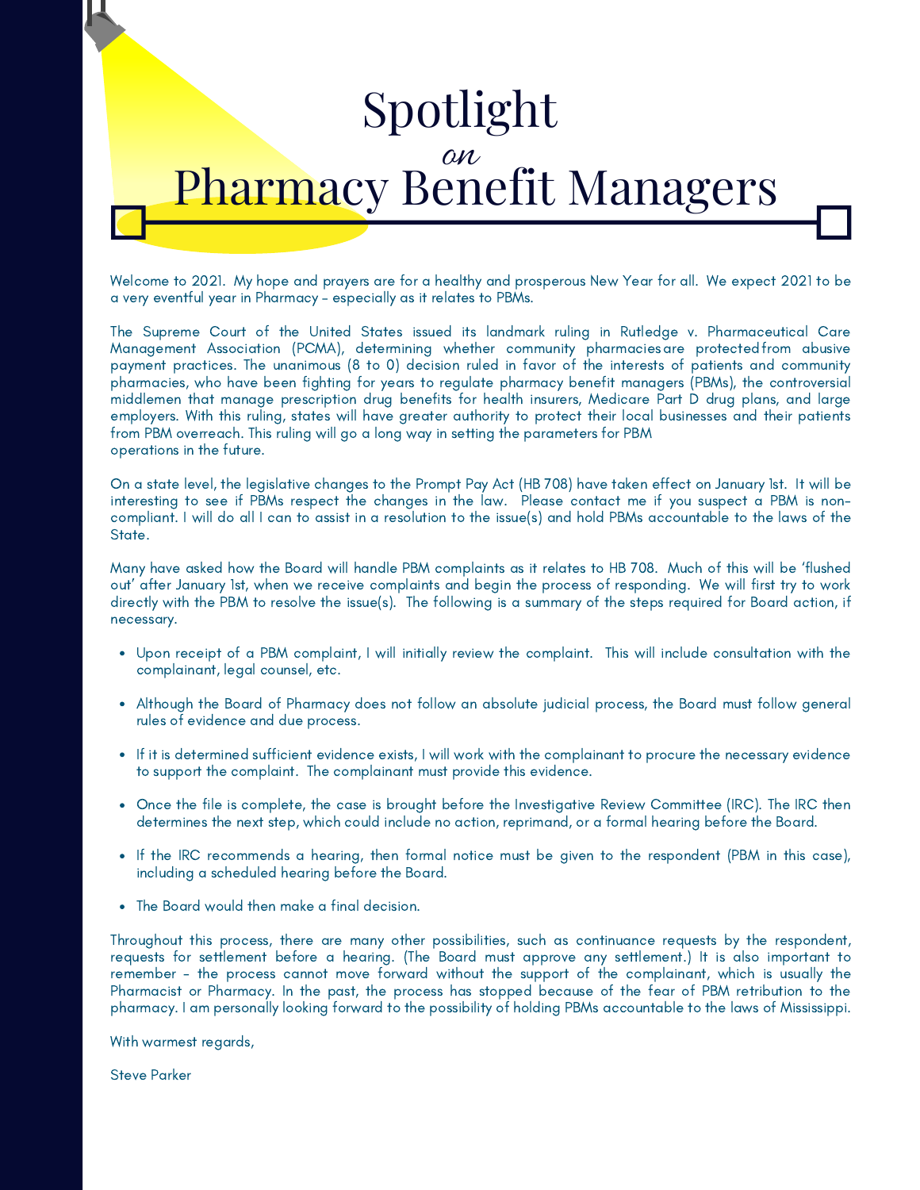# Spotlight *on* Pharmacy Benefit Managers

Welcome to 2021. My hope and prayers are for a healthy and prosperous New Year for all. We expect 2021 to be a very eventful year in Pharmacy - especially as it relates to PBMs.

The Supreme Court of the United States issued its landmark ruling in Rutledge v. Pharmaceutical Care Management Association (PCMA), determining whether community pharmacies are protected from abusive payment practices. The unanimous (8 to 0) decision ruled in favor of the interests of patients and community pharmacies, who have been fighting for years to regulate pharmacy benefit managers (PBMs), the controversial middlemen that manage prescription drug benefits for health insurers, Medicare Part D drug plans, and large employers. With this ruling, states will have greater authority to protect their local businesses and their patients from PBM overreach. This ruling will go a long way in setting the parameters for PBM operations in the future.

On a state level, the legislative changes to the Prompt Pay Act (HB 708) have taken effect on January 1st. It will be interesting to see if PBMs respect the changes in the law. Please contact me if you suspect a PBM is non-compliant. I will do all I can to assist in a resolution to the issue(s) and hold PBMs accountable to the laws of the State.

Many have asked how the Board will handle PBM complaints as it relates to HB 708. Much of this will be 'flushed out' after January 1st, when we receive complaints and begin the process of responding. We will first try to work directly with the PBM to resolve the issue(s). The following is a summary of the steps required for Board action, if necessary.

- Upon receipt of a PBM complaint, I will initially review the complaint. This will include consultation with the complainant, legal counsel, etc.
- Although the Board of Pharmacy does not follow an absolute judicial process, the Board must follow general rules of evidence and due process.
- If it is determined sufficient evidence exists, I will work with the complainant to procure the necessary evidence to support the complaint. The complainant must provide this evidence.
- Once the file is complete, the case is brought before the Investigative Review Committee (IRC). The IRC then determines the next step, which could include no action, reprimand, or a formal hearing before the Board.
- If the IRC recommends a hearing, then formal notice must be given to the respondent (PBM in this case), including a scheduled hearing before the Board.
- The Board would then make a final decision.

Throughout this process, there are many other possibilities, such as continuance requests by the respondent, requests for settlement before a hearing. (The Board must approve any settlement.) It is also important to remember - the process cannot move forward without the support of the complainant, which is usually the Pharmacist or Pharmacy. In the past, the process has stopped because of the fear of PBM retribution to the pharmacy. I am personally looking forward to the possibility of holding PBMs accountable to the laws of Mississippi.

With warmest regards,

Steve Parker